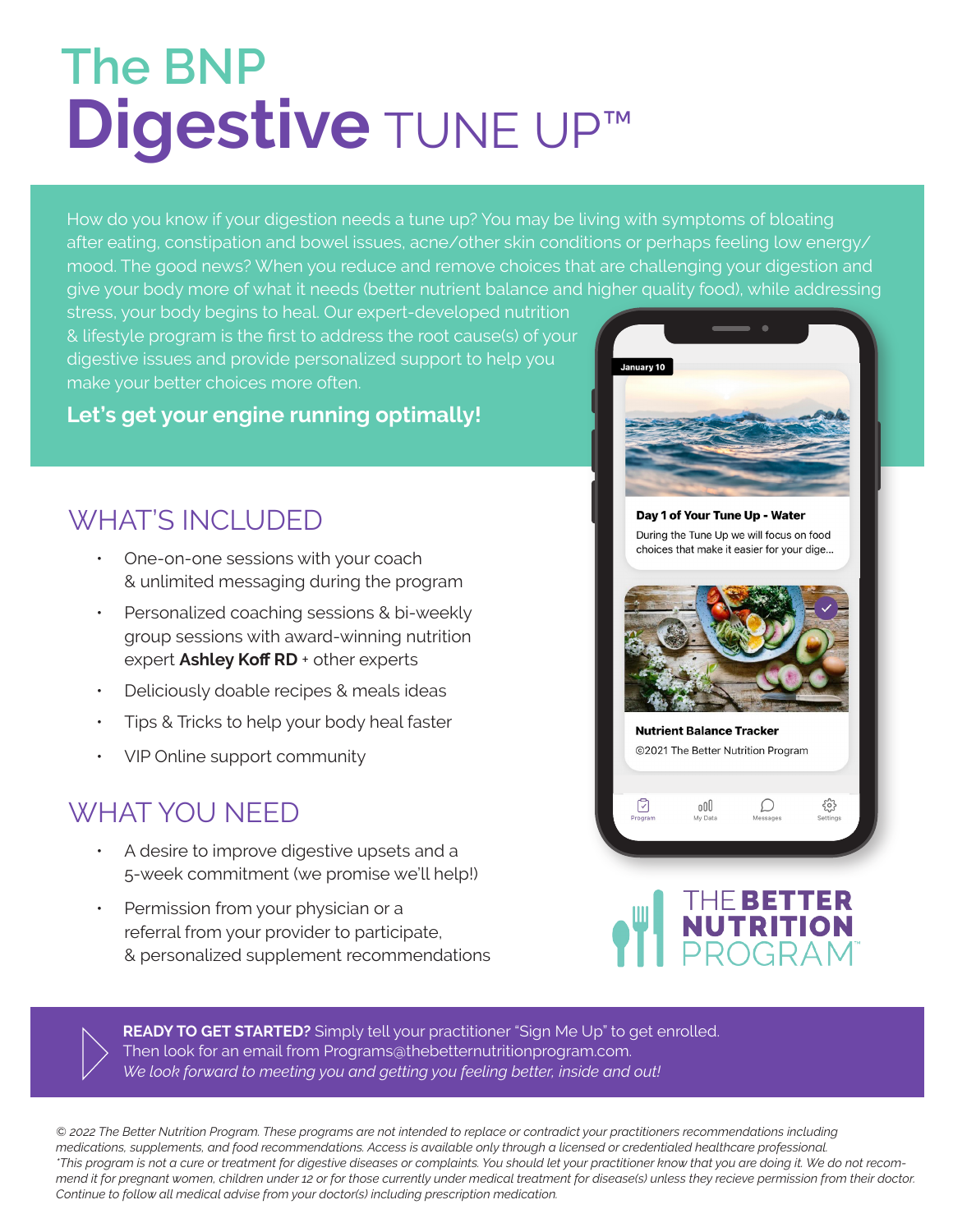# The BNP Digestive TUNE UP™

How do you know if your digestion needs a tune up? You may be living with symptoms of bloating after eating, constipation and bowel issues, acne/other skin conditions or perhaps feeling low energy/ mood. The good news? When you reduce and remove choices that are challenging your digestion and give your body more of what it needs (better nutrient balance and higher quality food), while addressing stress, your body begins to heal. Our expert-developed nutrition & lifestyle program is the first to address the root cause(s) of your digestive issues and provide personalized support to help you make your better choices more often.

**Let's get your engine running optimally!**

January 10

**Day 1 of Your Tune Up - Water**

During the Tune Up we will focus on food choices that make it easier for your dige...

**Nutrient Balance Tracker**

©2021 The Better Nutrition Program

Program · My Data · Messages · Settings

## WHAT'S INCLUDED

- One-on-one sessions with your coach & unlimited messaging during the program
- Personalized coaching sessions & bi-weekly group sessions with award-winning nutrition expert **Ashley Koff RD** + other experts
- Deliciously doable recipes & meals ideas
- Tips & Tricks to help your body heal faster
- VIP Online support community

## WHAT YOU NEED

- A desire to improve digestive upsets and a 5-week commitment (we promise we'll help!)
- Permission from your physician or a referral from your provider to participate, & personalized supplement recommendations

THE **BETTER NUTRITION** PROGRAM™

**READY TO GET STARTED?** Simply tell your practitioner "Sign Me Up" to get enrolled. Then look for an email from Programs@thebetternutritionprogram.com.
*We look forward to meeting you and getting you feeling better, inside and out!*

*© 2022 The Better Nutrition Program. These programs are not intended to replace or contradict your practitioners recommendations including medications, supplements, and food recommendations. Access is available only through a licensed or credentialed healthcare professional. \*This program is not a cure or treatment for digestive diseases or complaints. You should let your practitioner know that you are doing it. We do not recommend it for pregnant women, children under 12 or for those currently under medical treatment for disease(s) unless they recieve permission from their doctor. Continue to follow all medical advise from your doctor(s) including prescription medication.*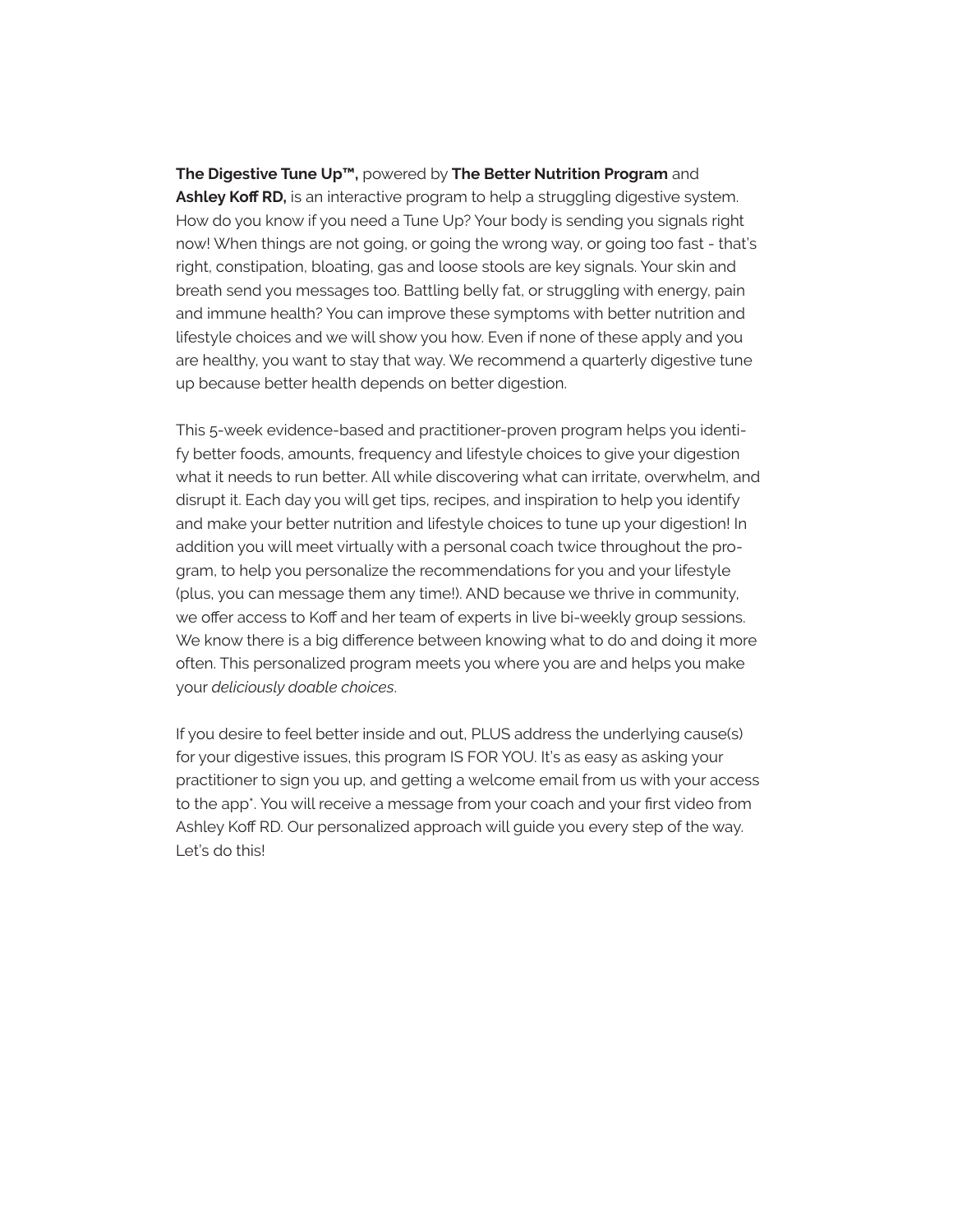**The Digestive Tune Up™,** powered by **The Better Nutrition Program** and **Ashley Koff RD,** is an interactive program to help a struggling digestive system. How do you know if you need a Tune Up? Your body is sending you signals right now! When things are not going, or going the wrong way, or going too fast - that's right, constipation, bloating, gas and loose stools are key signals. Your skin and breath send you messages too. Battling belly fat, or struggling with energy, pain and immune health? You can improve these symptoms with better nutrition and lifestyle choices and we will show you how. Even if none of these apply and you are healthy, you want to stay that way. We recommend a quarterly digestive tune up because better health depends on better digestion.

This 5-week evidence-based and practitioner-proven program helps you identify better foods, amounts, frequency and lifestyle choices to give your digestion what it needs to run better. All while discovering what can irritate, overwhelm, and disrupt it. Each day you will get tips, recipes, and inspiration to help you identify and make your better nutrition and lifestyle choices to tune up your digestion! In addition you will meet virtually with a personal coach twice throughout the program, to help you personalize the recommendations for you and your lifestyle (plus, you can message them any time!). AND because we thrive in community, we offer access to Koff and her team of experts in live bi-weekly group sessions. We know there is a big difference between knowing what to do and doing it more often. This personalized program meets you where you are and helps you make your *deliciously doable choices*.

If you desire to feel better inside and out, PLUS address the underlying cause(s) for your digestive issues, this program IS FOR YOU. It's as easy as asking your practitioner to sign you up, and getting a welcome email from us with your access to the app*. You will receive a message from your coach and your first video from Ashley Koff RD. Our personalized approach will guide you every step of the way. Let's do this!